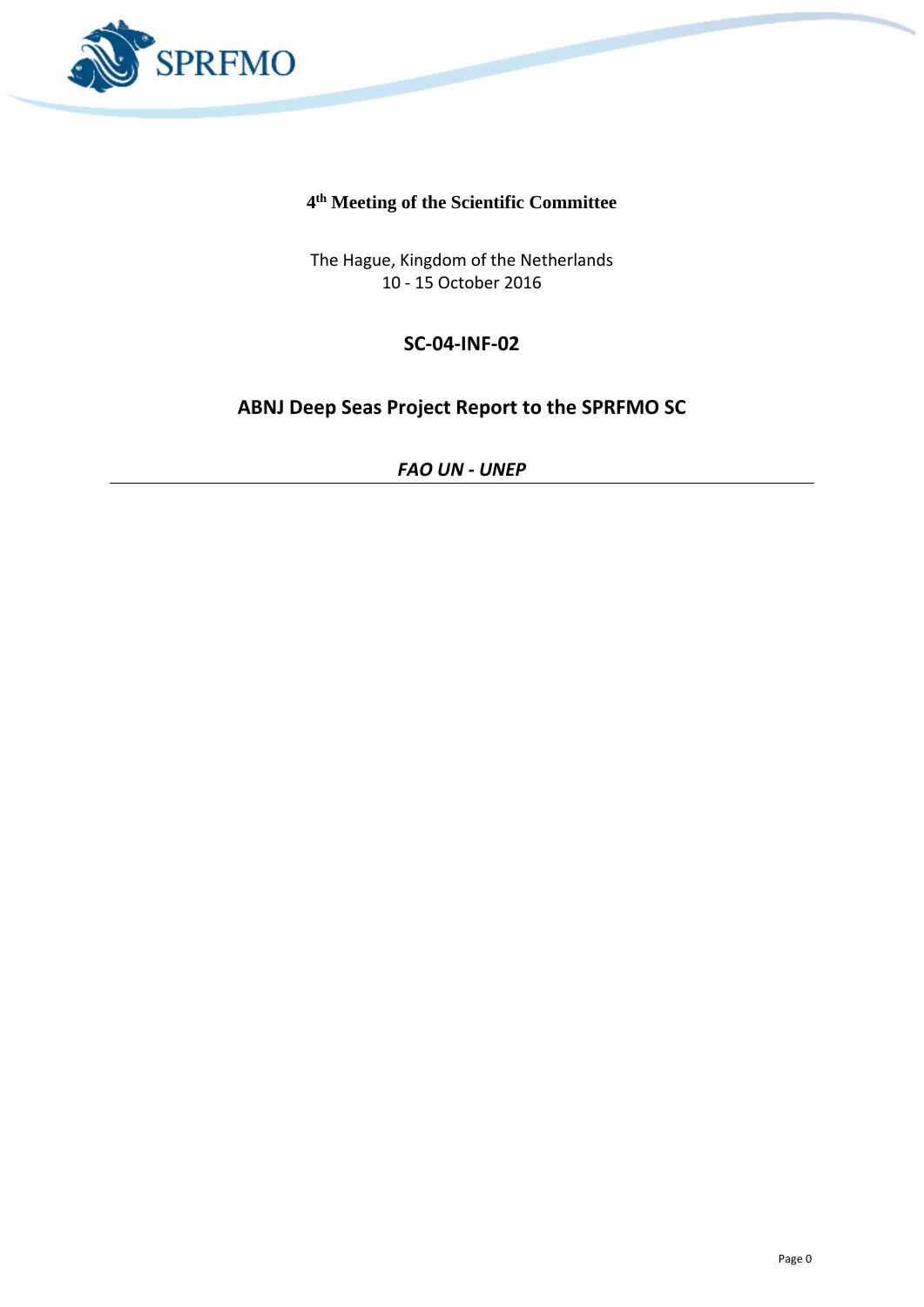**4th Meeting of the Scientific Committee**

The Hague, Kingdom of the Netherlands
10 - 15 October 2016

## SC-04-INF-02

# ABNJ Deep Seas Project Report to the SPRFMO SC

***FAO UN - UNEP***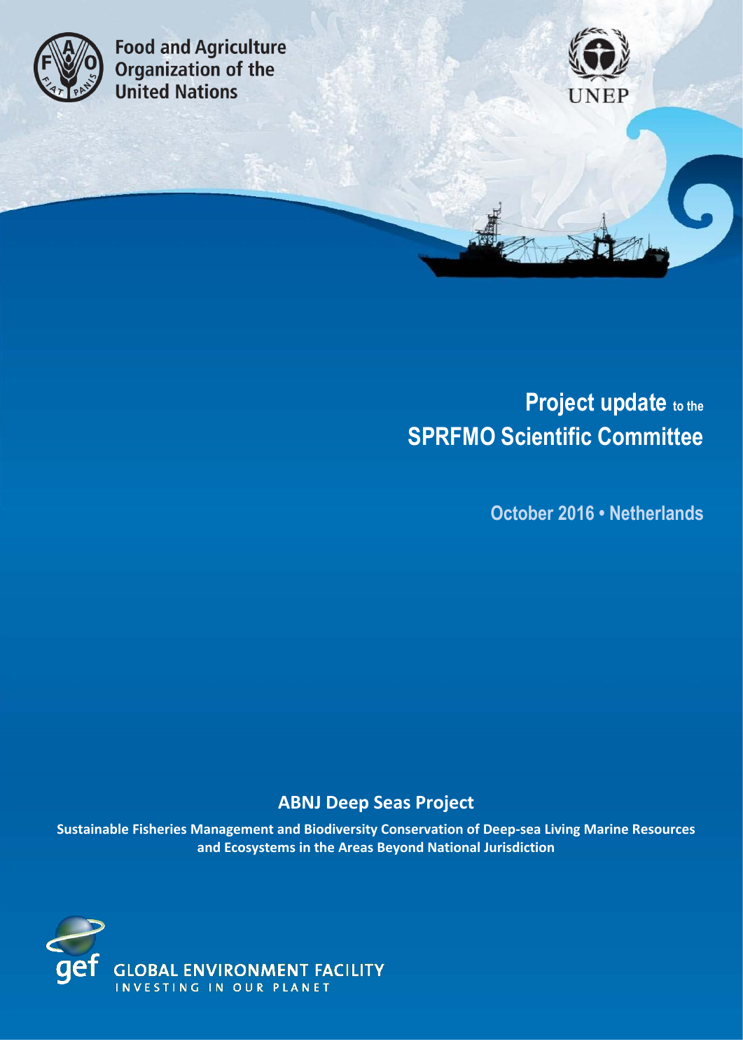Food and Agriculture Organization of the United Nations

UNEP

# Project update to the SPRFMO Scientific Committee

October 2016 • Netherlands

## ABNJ Deep Seas Project

**Sustainable Fisheries Management and Biodiversity Conservation of Deep-sea Living Marine Resources and Ecosystems in the Areas Beyond National Jurisdiction**

GLOBAL ENVIRONMENT FACILITY
INVESTING IN OUR PLANET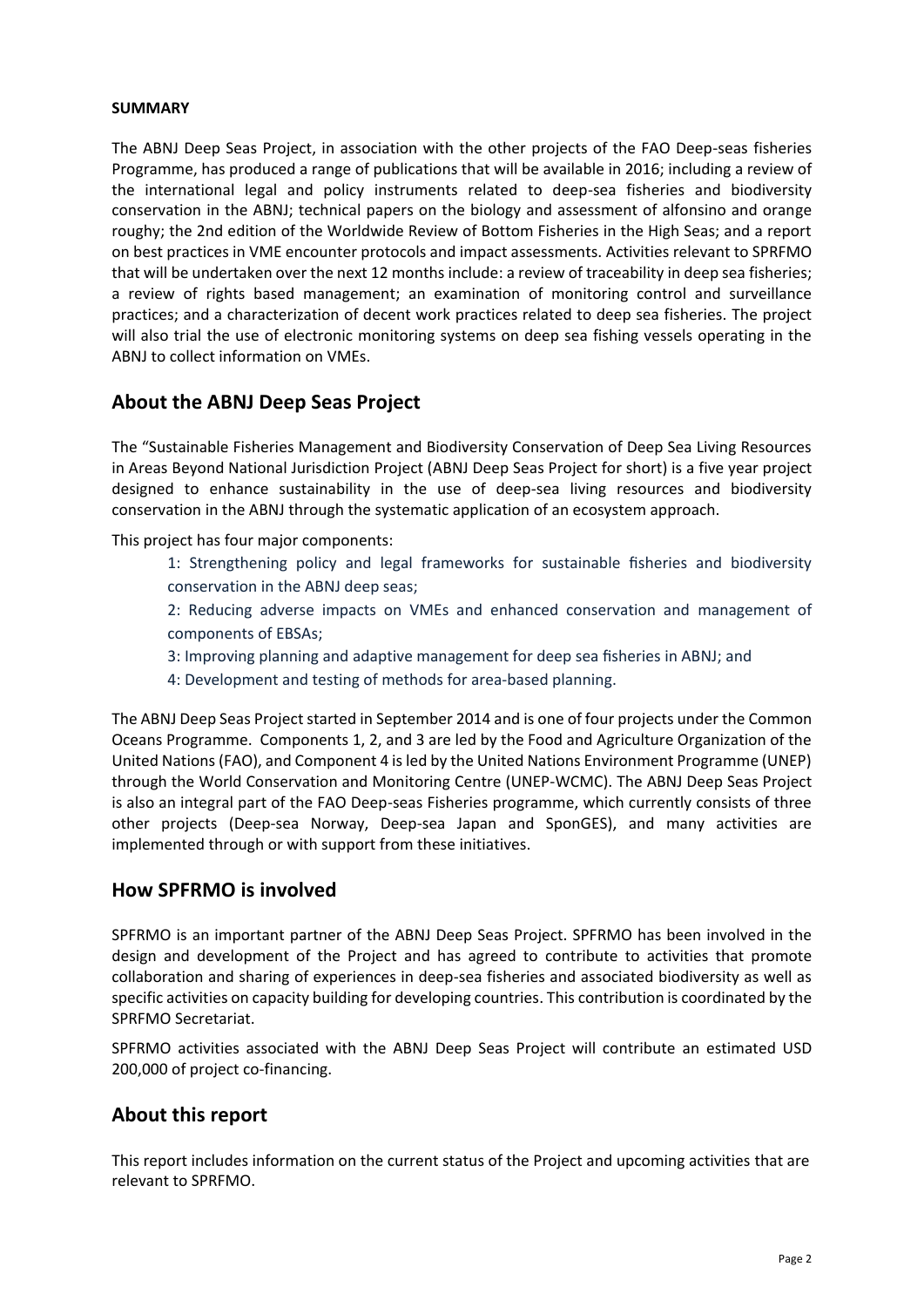**SUMMARY**

The ABNJ Deep Seas Project, in association with the other projects of the FAO Deep-seas fisheries Programme, has produced a range of publications that will be available in 2016; including a review of the international legal and policy instruments related to deep-sea fisheries and biodiversity conservation in the ABNJ; technical papers on the biology and assessment of alfonsino and orange roughy; the 2nd edition of the Worldwide Review of Bottom Fisheries in the High Seas; and a report on best practices in VME encounter protocols and impact assessments. Activities relevant to SPRFMO that will be undertaken over the next 12 months include: a review of traceability in deep sea fisheries; a review of rights based management; an examination of monitoring control and surveillance practices; and a characterization of decent work practices related to deep sea fisheries. The project will also trial the use of electronic monitoring systems on deep sea fishing vessels operating in the ABNJ to collect information on VMEs.

## About the ABNJ Deep Seas Project

The "Sustainable Fisheries Management and Biodiversity Conservation of Deep Sea Living Resources in Areas Beyond National Jurisdiction Project (ABNJ Deep Seas Project for short) is a five year project designed to enhance sustainability in the use of deep-sea living resources and biodiversity conservation in the ABNJ through the systematic application of an ecosystem approach.

This project has four major components:

1: Strengthening policy and legal frameworks for sustainable fisheries and biodiversity conservation in the ABNJ deep seas;

2: Reducing adverse impacts on VMEs and enhanced conservation and management of components of EBSAs;

3: Improving planning and adaptive management for deep sea fisheries in ABNJ; and

4: Development and testing of methods for area-based planning.

The ABNJ Deep Seas Project started in September 2014 and is one of four projects under the Common Oceans Programme. Components 1, 2, and 3 are led by the Food and Agriculture Organization of the United Nations (FAO), and Component 4 is led by the United Nations Environment Programme (UNEP) through the World Conservation and Monitoring Centre (UNEP-WCMC). The ABNJ Deep Seas Project is also an integral part of the FAO Deep-seas Fisheries programme, which currently consists of three other projects (Deep-sea Norway, Deep-sea Japan and SponGES), and many activities are implemented through or with support from these initiatives.

## How SPFRMO is involved

SPFRMO is an important partner of the ABNJ Deep Seas Project. SPFRMO has been involved in the design and development of the Project and has agreed to contribute to activities that promote collaboration and sharing of experiences in deep-sea fisheries and associated biodiversity as well as specific activities on capacity building for developing countries. This contribution is coordinated by the SPRFMO Secretariat.

SPFRMO activities associated with the ABNJ Deep Seas Project will contribute an estimated USD 200,000 of project co-financing.

## About this report

This report includes information on the current status of the Project and upcoming activities that are relevant to SPRFMO.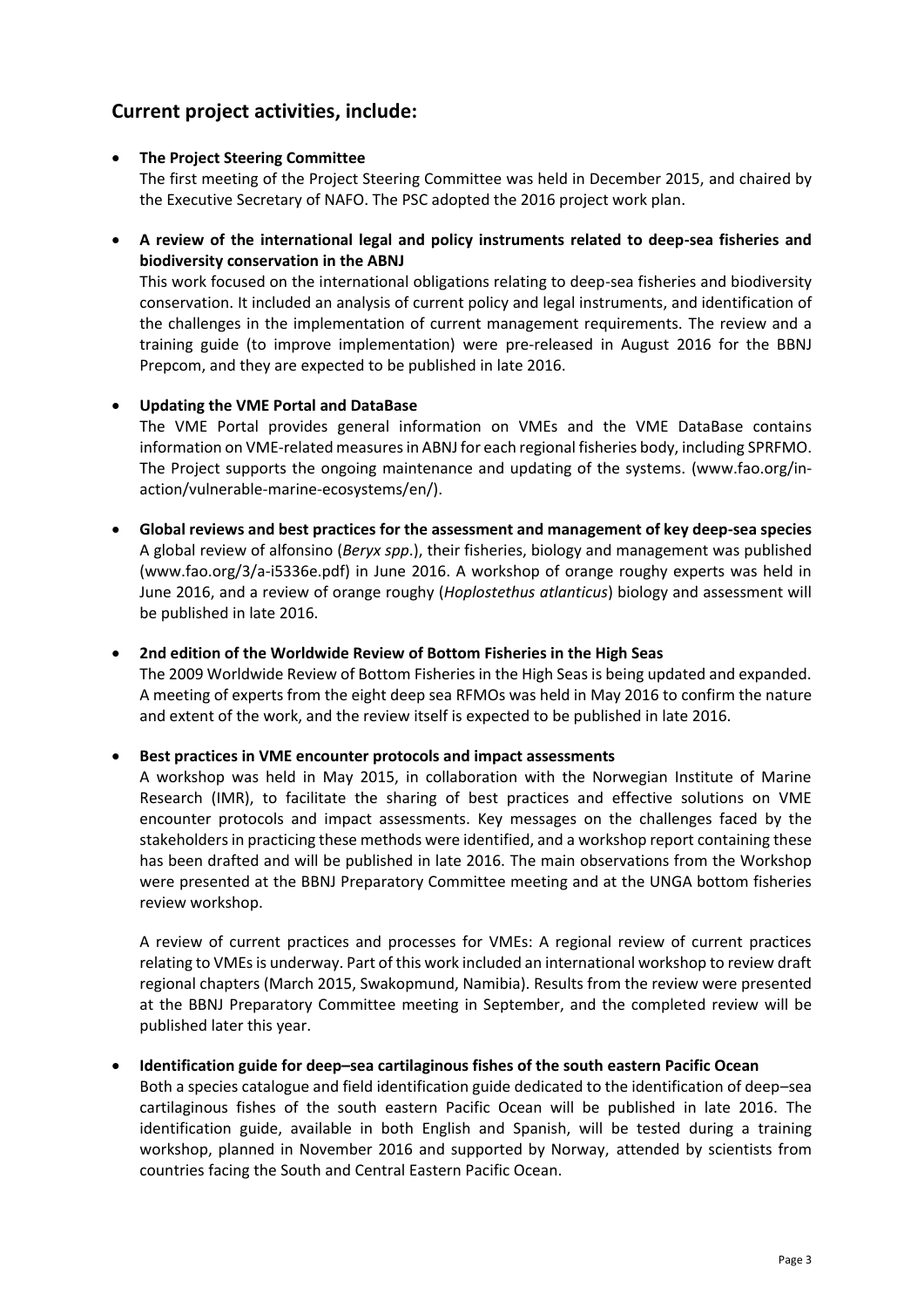## Current project activities, include:

- **The Project Steering Committee**

  The first meeting of the Project Steering Committee was held in December 2015, and chaired by the Executive Secretary of NAFO. The PSC adopted the 2016 project work plan.

- **A review of the international legal and policy instruments related to deep-sea fisheries and biodiversity conservation in the ABNJ**

  This work focused on the international obligations relating to deep-sea fisheries and biodiversity conservation. It included an analysis of current policy and legal instruments, and identification of the challenges in the implementation of current management requirements. The review and a training guide (to improve implementation) were pre-released in August 2016 for the BBNJ Prepcom, and they are expected to be published in late 2016.

- **Updating the VME Portal and DataBase**

  The VME Portal provides general information on VMEs and the VME DataBase contains information on VME-related measures in ABNJ for each regional fisheries body, including SPRFMO. The Project supports the ongoing maintenance and updating of the systems. (www.fao.org/in-action/vulnerable-marine-ecosystems/en/).

- **Global reviews and best practices for the assessment and management of key deep-sea species**

  A global review of alfonsino (*Beryx spp*.), their fisheries, biology and management was published (www.fao.org/3/a-i5336e.pdf) in June 2016. A workshop of orange roughy experts was held in June 2016, and a review of orange roughy (*Hoplostethus atlanticus*) biology and assessment will be published in late 2016.

- **2nd edition of the Worldwide Review of Bottom Fisheries in the High Seas**

  The 2009 Worldwide Review of Bottom Fisheries in the High Seas is being updated and expanded. A meeting of experts from the eight deep sea RFMOs was held in May 2016 to confirm the nature and extent of the work, and the review itself is expected to be published in late 2016.

- **Best practices in VME encounter protocols and impact assessments**

  A workshop was held in May 2015, in collaboration with the Norwegian Institute of Marine Research (IMR), to facilitate the sharing of best practices and effective solutions on VME encounter protocols and impact assessments. Key messages on the challenges faced by the stakeholders in practicing these methods were identified, and a workshop report containing these has been drafted and will be published in late 2016. The main observations from the Workshop were presented at the BBNJ Preparatory Committee meeting and at the UNGA bottom fisheries review workshop.

  A review of current practices and processes for VMEs: A regional review of current practices relating to VMEs is underway. Part of this work included an international workshop to review draft regional chapters (March 2015, Swakopmund, Namibia). Results from the review were presented at the BBNJ Preparatory Committee meeting in September, and the completed review will be published later this year.

- **Identification guide for deep–sea cartilaginous fishes of the south eastern Pacific Ocean**

  Both a species catalogue and field identification guide dedicated to the identification of deep–sea cartilaginous fishes of the south eastern Pacific Ocean will be published in late 2016. The identification guide, available in both English and Spanish, will be tested during a training workshop, planned in November 2016 and supported by Norway, attended by scientists from countries facing the South and Central Eastern Pacific Ocean.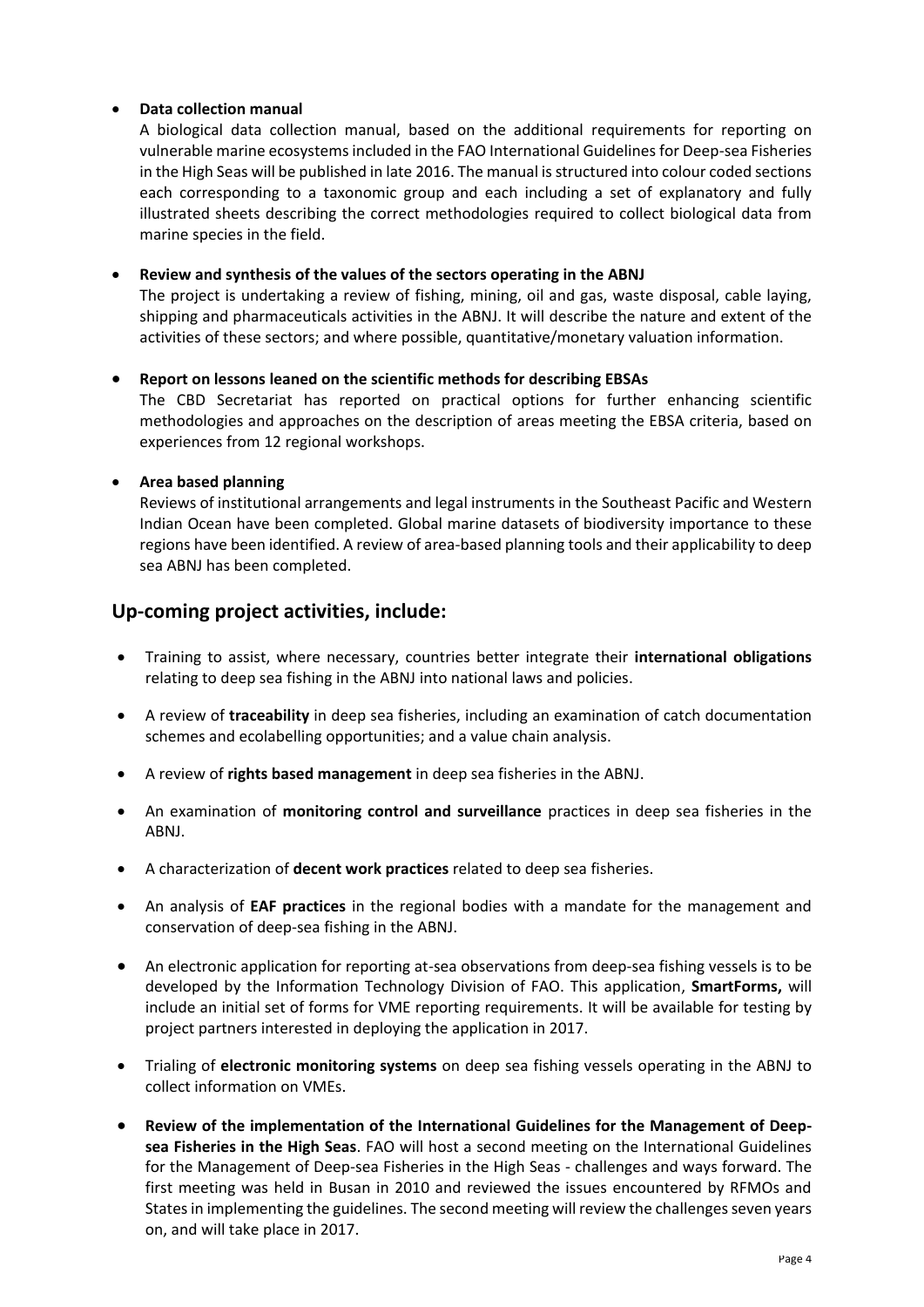- **Data collection manual**

  A biological data collection manual, based on the additional requirements for reporting on vulnerable marine ecosystems included in the FAO International Guidelines for Deep-sea Fisheries in the High Seas will be published in late 2016. The manual is structured into colour coded sections each corresponding to a taxonomic group and each including a set of explanatory and fully illustrated sheets describing the correct methodologies required to collect biological data from marine species in the field.

- **Review and synthesis of the values of the sectors operating in the ABNJ**

  The project is undertaking a review of fishing, mining, oil and gas, waste disposal, cable laying, shipping and pharmaceuticals activities in the ABNJ. It will describe the nature and extent of the activities of these sectors; and where possible, quantitative/monetary valuation information.

- **Report on lessons leaned on the scientific methods for describing EBSAs**

  The CBD Secretariat has reported on practical options for further enhancing scientific methodologies and approaches on the description of areas meeting the EBSA criteria, based on experiences from 12 regional workshops.

- **Area based planning**

  Reviews of institutional arrangements and legal instruments in the Southeast Pacific and Western Indian Ocean have been completed. Global marine datasets of biodiversity importance to these regions have been identified. A review of area-based planning tools and their applicability to deep sea ABNJ has been completed.

## Up-coming project activities, include:

- Training to assist, where necessary, countries better integrate their **international obligations** relating to deep sea fishing in the ABNJ into national laws and policies.
- A review of **traceability** in deep sea fisheries, including an examination of catch documentation schemes and ecolabelling opportunities; and a value chain analysis.
- A review of **rights based management** in deep sea fisheries in the ABNJ.
- An examination of **monitoring control and surveillance** practices in deep sea fisheries in the ABNJ.
- A characterization of **decent work practices** related to deep sea fisheries.
- An analysis of **EAF practices** in the regional bodies with a mandate for the management and conservation of deep-sea fishing in the ABNJ.
- An electronic application for reporting at-sea observations from deep-sea fishing vessels is to be developed by the Information Technology Division of FAO. This application, **SmartForms,** will include an initial set of forms for VME reporting requirements. It will be available for testing by project partners interested in deploying the application in 2017.
- Trialing of **electronic monitoring systems** on deep sea fishing vessels operating in the ABNJ to collect information on VMEs.
- **Review of the implementation of the International Guidelines for the Management of Deep-sea Fisheries in the High Seas**. FAO will host a second meeting on the International Guidelines for the Management of Deep-sea Fisheries in the High Seas - challenges and ways forward. The first meeting was held in Busan in 2010 and reviewed the issues encountered by RFMOs and States in implementing the guidelines. The second meeting will review the challenges seven years on, and will take place in 2017.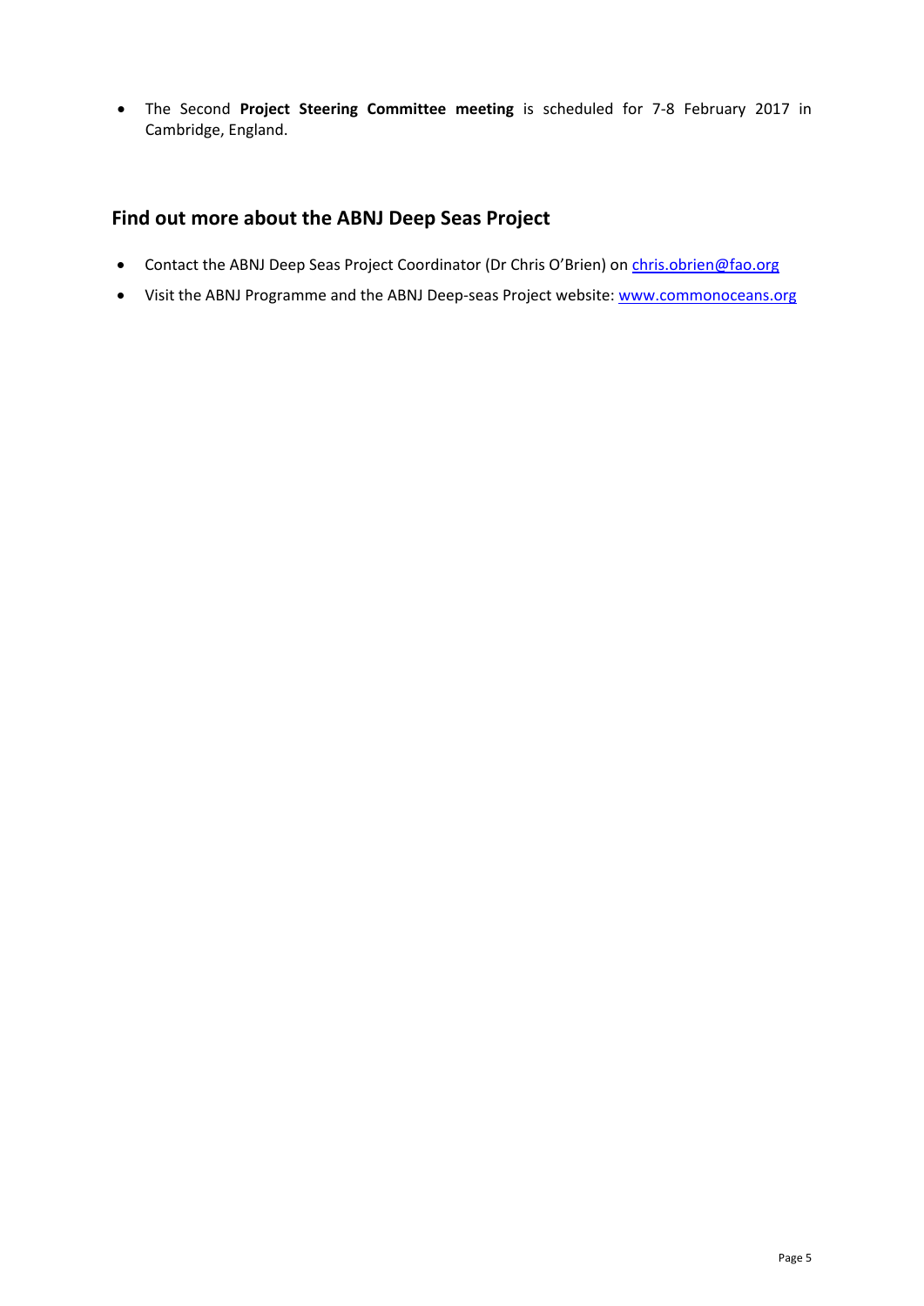- The Second **Project Steering Committee meeting** is scheduled for 7-8 February 2017 in Cambridge, England.

## Find out more about the ABNJ Deep Seas Project

- Contact the ABNJ Deep Seas Project Coordinator (Dr Chris O'Brien) on chris.obrien@fao.org
- Visit the ABNJ Programme and the ABNJ Deep-seas Project website: www.commonoceans.org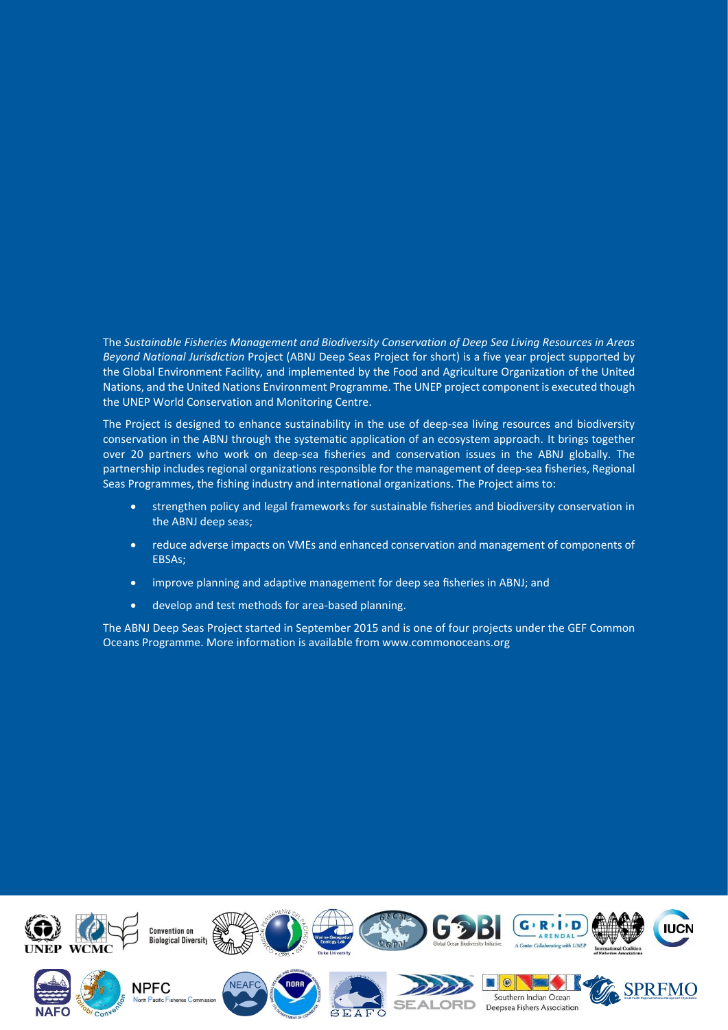The *Sustainable Fisheries Management and Biodiversity Conservation of Deep Sea Living Resources in Areas Beyond National Jurisdiction* Project (ABNJ Deep Seas Project for short) is a five year project supported by the Global Environment Facility, and implemented by the Food and Agriculture Organization of the United Nations, and the United Nations Environment Programme. The UNEP project component is executed though the UNEP World Conservation and Monitoring Centre.

The Project is designed to enhance sustainability in the use of deep-sea living resources and biodiversity conservation in the ABNJ through the systematic application of an ecosystem approach. It brings together over 20 partners who work on deep-sea fisheries and conservation issues in the ABNJ globally. The partnership includes regional organizations responsible for the management of deep-sea fisheries, Regional Seas Programmes, the fishing industry and international organizations. The Project aims to:

- strengthen policy and legal frameworks for sustainable fisheries and biodiversity conservation in the ABNJ deep seas;
- reduce adverse impacts on VMEs and enhanced conservation and management of components of EBSAs;
- improve planning and adaptive management for deep sea fisheries in ABNJ; and
- develop and test methods for area-based planning.

The ABNJ Deep Seas Project started in September 2015 and is one of four projects under the GEF Common Oceans Programme. More information is available from www.commonoceans.org